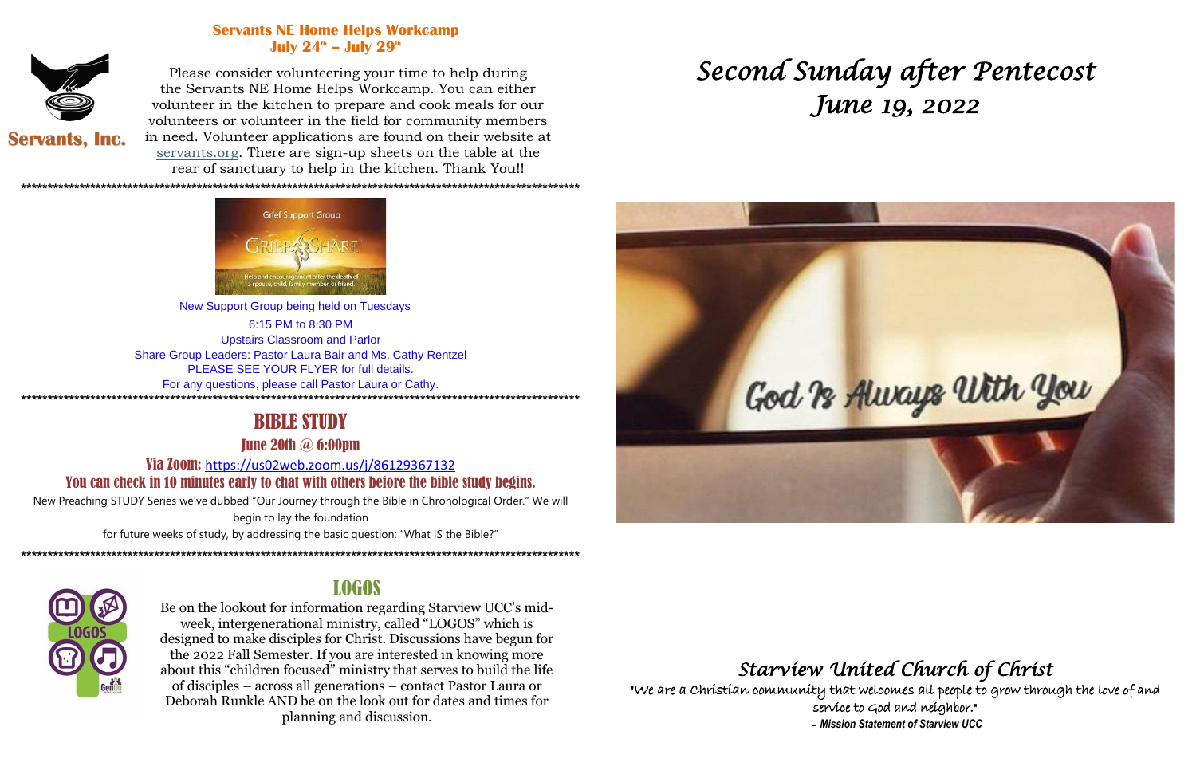**Servants NE Home Helps Workcamp**
**July 24th – July 29th**

Servants, Inc.

Please consider volunteering your time to help during the Servants NE Home Helps Workcamp. You can either volunteer in the kitchen to prepare and cook meals for our volunteers or volunteer in the field for community members in need. Volunteer applications are found on their website at servants.org. There are sign-up sheets on the table at the rear of sanctuary to help in the kitchen. Thank You!!

********************************************************************************************************

New Support Group being held on Tuesdays
6:15 PM to 8:30 PM
Upstairs Classroom and Parlor
Share Group Leaders: Pastor Laura Bair and Ms. Cathy Rentzel
PLEASE SEE YOUR FLYER for full details.
For any questions, please call Pastor Laura or Cathy.

********************************************************************************************************

## BIBLE STUDY

**June 20th @ 6:00pm**

**Via Zoom:** https://us02web.zoom.us/j/86129367132

**You can check in 10 minutes early to chat with others before the bible study begins.**

New Preaching STUDY Series we've dubbed "Our Journey through the Bible in Chronological Order." We will begin to lay the foundation for future weeks of study, by addressing the basic question: "What IS the Bible?"

********************************************************************************************************

## LOGOS

Be on the lookout for information regarding Starview UCC's mid-week, intergenerational ministry, called "LOGOS" which is designed to make disciples for Christ. Discussions have begun for the 2022 Fall Semester. If you are interested in knowing more about this "children focused" ministry that serves to build the life of disciples – across all generations – contact Pastor Laura or Deborah Runkle AND be on the look out for dates and times for planning and discussion.

# *Second Sunday after Pentecost*
# *June 19, 2022*

## *Starview United Church of Christ*

"We are a Christian community that welcomes all people to grow through the love of and service to God and neighbor."

*– Mission Statement of Starview UCC*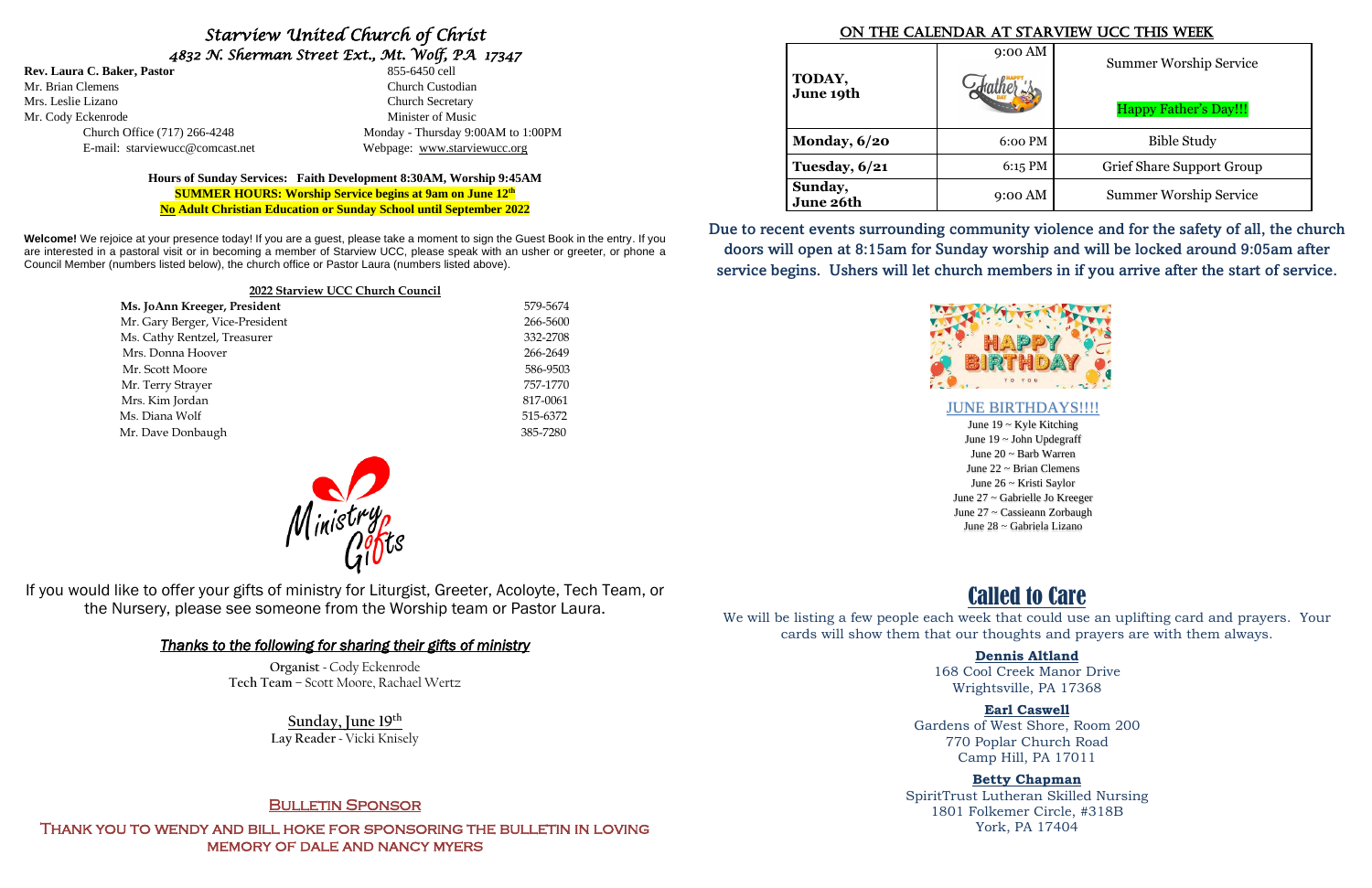# *Starview United Church of Christ*

### *4832 N. Sherman Street Ext., Mt. Wolf, PA 17347*

| | |
|---|---|
| **Rev. Laura C. Baker, Pastor** | 855-6450 cell |
| Mr. Brian Clemens | Church Custodian |
| Mrs. Leslie Lizano | Church Secretary |
| Mr. Cody Eckenrode | Minister of Music |
| Church Office (717) 266-4248 | Monday - Thursday 9:00AM to 1:00PM |
| E-mail: starviewucc@comcast.net | Webpage: www.starviewucc.org |

**Hours of Sunday Services: Faith Development 8:30AM, Worship 9:45AM**

**SUMMER HOURS: Worship Service begins at 9am on June 12th**

**No Adult Christian Education or Sunday School until September 2022**

**Welcome!** We rejoice at your presence today! If you are a guest, please take a moment to sign the Guest Book in the entry. If you are interested in a pastoral visit or in becoming a member of Starview UCC, please speak with an usher or greeter, or phone a Council Member (numbers listed below), the church office or Pastor Laura (numbers listed above).

**2022 Starview UCC Church Council**

| | |
|---|---|
| **Ms. JoAnn Kreeger, President** | 579-5674 |
| Mr. Gary Berger, Vice-President | 266-5600 |
| Ms. Cathy Rentzel, Treasurer | 332-2708 |
| Mrs. Donna Hoover | 266-2649 |
| Mr. Scott Moore | 586-9503 |
| Mr. Terry Strayer | 757-1770 |
| Mrs. Kim Jordan | 817-0061 |
| Ms. Diana Wolf | 515-6372 |
| Mr. Dave Donbaugh | 385-7280 |

Ministry Gifts

If you would like to offer your gifts of ministry for Liturgist, Greeter, Acoloyte, Tech Team, or the Nursery, please see someone from the Worship team or Pastor Laura.

### *Thanks to the following for sharing their gifts of ministry*

**Organist** - Cody Eckenrode
**Tech Team** – Scott Moore, Rachael Wertz

**Sunday, June 19th**
**Lay Reader** - Vicki Knisely

## Bulletin Sponsor

**THANK YOU TO WENDY AND BILL HOKE FOR SPONSORING THE BULLETIN IN LOVING MEMORY OF DALE AND NANCY MYERS**

## ON THE CALENDAR AT STARVIEW UCC THIS WEEK

| | | |
|---|---|---|
| **TODAY, June 19th** | 9:00 AM | Summer Worship Service<br>Happy Father's Day!!! |
| **Monday, 6/20** | 6:00 PM | Bible Study |
| **Tuesday, 6/21** | 6:15 PM | Grief Share Support Group |
| **Sunday, June 26th** | 9:00 AM | Summer Worship Service |

**Due to recent events surrounding community violence and for the safety of all, the church doors will open at 8:15am for Sunday worship and will be locked around 9:05am after service begins. Ushers will let church members in if you arrive after the start of service.**

HAPPY BIRTHDAY TO YOU

## JUNE BIRTHDAYS!!!!

June 19 ~ Kyle Kitching
June 19 ~ John Updegraff
June 20 ~ Barb Warren
June 22 ~ Brian Clemens
June 26 ~ Kristi Saylor
June 27 ~ Gabrielle Jo Kreeger
June 27 ~ Cassieann Zorbaugh
June 28 ~ Gabriela Lizano

# Called to Care

We will be listing a few people each week that could use an uplifting card and prayers. Your cards will show them that our thoughts and prayers are with them always.

**Dennis Altland**
168 Cool Creek Manor Drive
Wrightsville, PA 17368

**Earl Caswell**
Gardens of West Shore, Room 200
770 Poplar Church Road
Camp Hill, PA 17011

**Betty Chapman**
SpiritTrust Lutheran Skilled Nursing
1801 Folkemer Circle, #318B
York, PA 17404